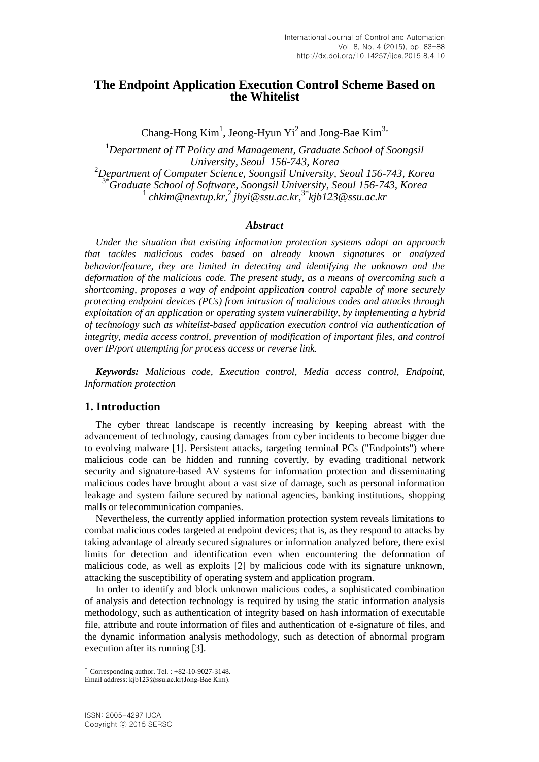# The Endpoint Application Execution Control Scheme Based on the Whitelist

Chang-Hong Kim[1], Jeong-Hyun Yi[2] and Jong-Bae Kim[3*]

[1]*Department of IT Policy and Management, Graduate School of Soongsil University, Seoul 156-743, Korea*
[2]*Department of Computer Science, Soongsil University, Seoul 156-743, Korea*
[3*]*Graduate School of Software, Soongsil University, Seoul 156-743, Korea*
[1] *chkim@nextup.kr*, [2] *jhyi@ssu.ac.kr*, [3*]*kjb123@ssu.ac.kr*

### *Abstract*

*Under the situation that existing information protection systems adopt an approach that tackles malicious codes based on already known signatures or analyzed behavior/feature, they are limited in detecting and identifying the unknown and the deformation of the malicious code. The present study, as a means of overcoming such a shortcoming, proposes a way of endpoint application control capable of more securely protecting endpoint devices (PCs) from intrusion of malicious codes and attacks through exploitation of an application or operating system vulnerability, by implementing a hybrid of technology such as whitelist-based application execution control via authentication of integrity, media access control, prevention of modification of important files, and control over IP/port attempting for process access or reverse link.*

***Keywords:*** *Malicious code, Execution control, Media access control, Endpoint, Information protection*

## 1. Introduction

The cyber threat landscape is recently increasing by keeping abreast with the advancement of technology, causing damages from cyber incidents to become bigger due to evolving malware [1]. Persistent attacks, targeting terminal PCs ("Endpoints") where malicious code can be hidden and running covertly, by evading traditional network security and signature-based AV systems for information protection and disseminating malicious codes have brought about a vast size of damage, such as personal information leakage and system failure secured by national agencies, banking institutions, shopping malls or telecommunication companies.

Nevertheless, the currently applied information protection system reveals limitations to combat malicious codes targeted at endpoint devices; that is, as they respond to attacks by taking advantage of already secured signatures or information analyzed before, there exist limits for detection and identification even when encountering the deformation of malicious code, as well as exploits [2] by malicious code with its signature unknown, attacking the susceptibility of operating system and application program.

In order to identify and block unknown malicious codes, a sophisticated combination of analysis and detection technology is required by using the static information analysis methodology, such as authentication of integrity based on hash information of executable file, attribute and route information of files and authentication of e-signature of files, and the dynamic information analysis methodology, such as detection of abnormal program execution after its running [3].

---

\* Corresponding author. Tel. : +82-10-9027-3148.
Email address: kjb123@ssu.ac.kr(Jong-Bae Kim).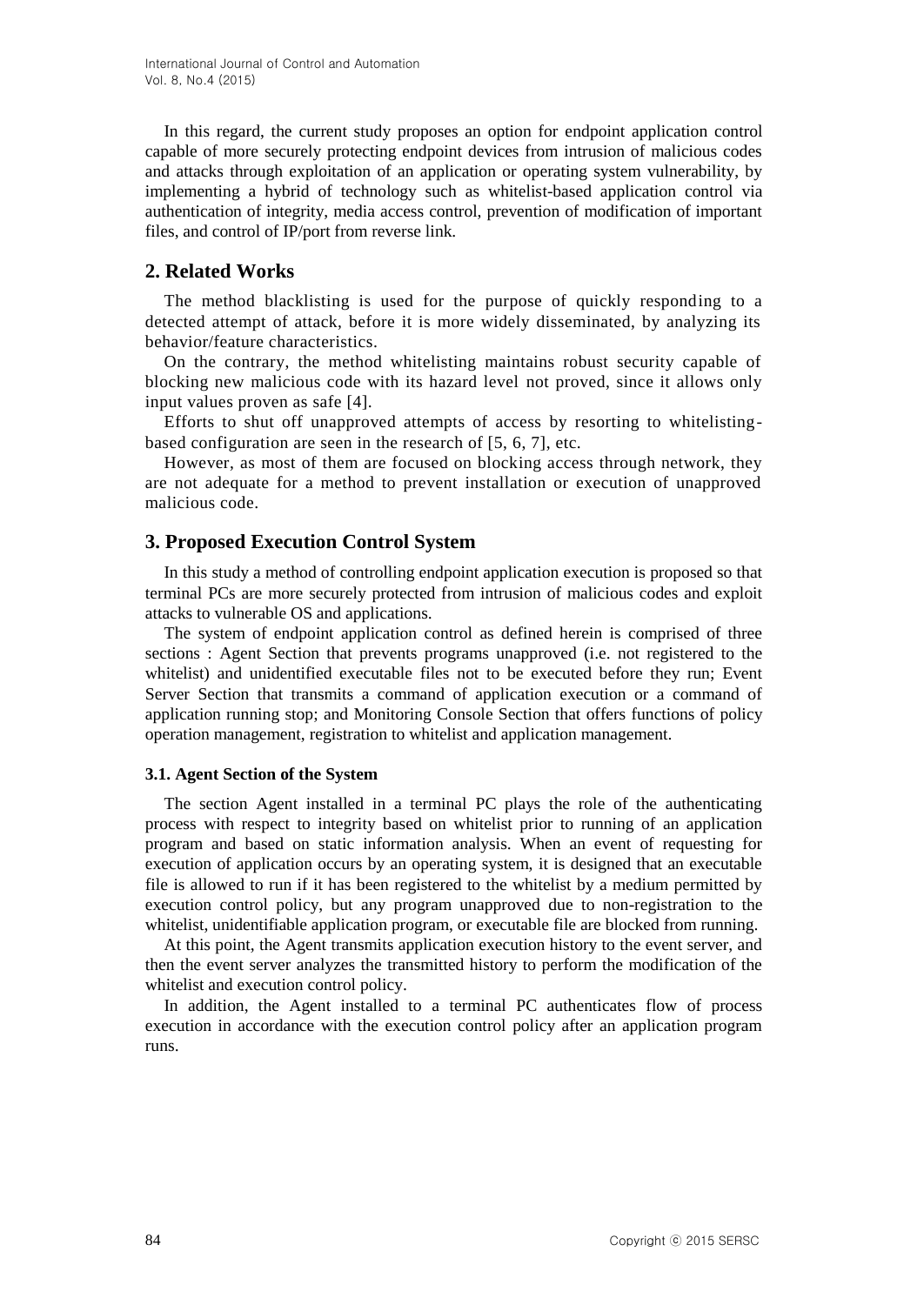In this regard, the current study proposes an option for endpoint application control capable of more securely protecting endpoint devices from intrusion of malicious codes and attacks through exploitation of an application or operating system vulnerability, by implementing a hybrid of technology such as whitelist-based application control via authentication of integrity, media access control, prevention of modification of important files, and control of IP/port from reverse link.

## 2. Related Works

The method blacklisting is used for the purpose of quickly responding to a detected attempt of attack, before it is more widely disseminated, by analyzing its behavior/feature characteristics.

On the contrary, the method whitelisting maintains robust security capable of blocking new malicious code with its hazard level not proved, since it allows only input values proven as safe [4].

Efforts to shut off unapproved attempts of access by resorting to whitelisting-based configuration are seen in the research of [5, 6, 7], etc.

However, as most of them are focused on blocking access through network, they are not adequate for a method to prevent installation or execution of unapproved malicious code.

## 3. Proposed Execution Control System

In this study a method of controlling endpoint application execution is proposed so that terminal PCs are more securely protected from intrusion of malicious codes and exploit attacks to vulnerable OS and applications.

The system of endpoint application control as defined herein is comprised of three sections : Agent Section that prevents programs unapproved (i.e. not registered to the whitelist) and unidentified executable files not to be executed before they run; Event Server Section that transmits a command of application execution or a command of application running stop; and Monitoring Console Section that offers functions of policy operation management, registration to whitelist and application management.

### 3.1. Agent Section of the System

The section Agent installed in a terminal PC plays the role of the authenticating process with respect to integrity based on whitelist prior to running of an application program and based on static information analysis. When an event of requesting for execution of application occurs by an operating system, it is designed that an executable file is allowed to run if it has been registered to the whitelist by a medium permitted by execution control policy, but any program unapproved due to non-registration to the whitelist, unidentifiable application program, or executable file are blocked from running.

At this point, the Agent transmits application execution history to the event server, and then the event server analyzes the transmitted history to perform the modification of the whitelist and execution control policy.

In addition, the Agent installed to a terminal PC authenticates flow of process execution in accordance with the execution control policy after an application program runs.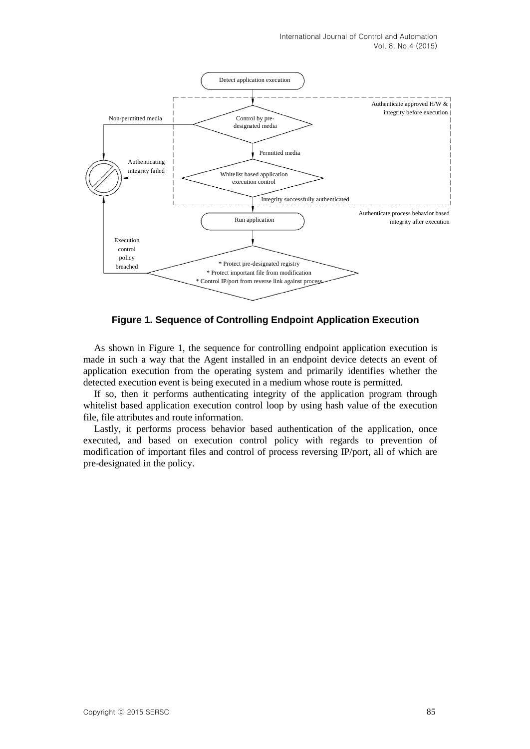**Figure 1. Sequence of Controlling Endpoint Application Execution**

As shown in Figure 1, the sequence for controlling endpoint application execution is made in such a way that the Agent installed in an endpoint device detects an event of application execution from the operating system and primarily identifies whether the detected execution event is being executed in a medium whose route is permitted.

If so, then it performs authenticating integrity of the application program through whitelist based application execution control loop by using hash value of the execution file, file attributes and route information.

Lastly, it performs process behavior based authentication of the application, once executed, and based on execution control policy with regards to prevention of modification of important files and control of process reversing IP/port, all of which are pre-designated in the policy.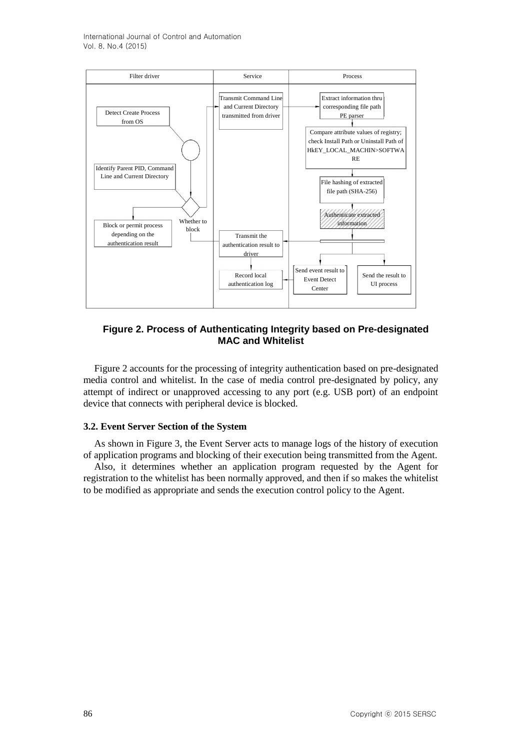**Figure 2. Process of Authenticating Integrity based on Pre-designated MAC and Whitelist**

Figure 2 accounts for the processing of integrity authentication based on pre-designated media control and whitelist. In the case of media control pre-designated by policy, any attempt of indirect or unapproved accessing to any port (e.g. USB port) of an endpoint device that connects with peripheral device is blocked.

### 3.2. Event Server Section of the System

As shown in Figure 3, the Event Server acts to manage logs of the history of execution of application programs and blocking of their execution being transmitted from the Agent.

Also, it determines whether an application program requested by the Agent for registration to the whitelist has been normally approved, and then if so makes the whitelist to be modified as appropriate and sends the execution control policy to the Agent.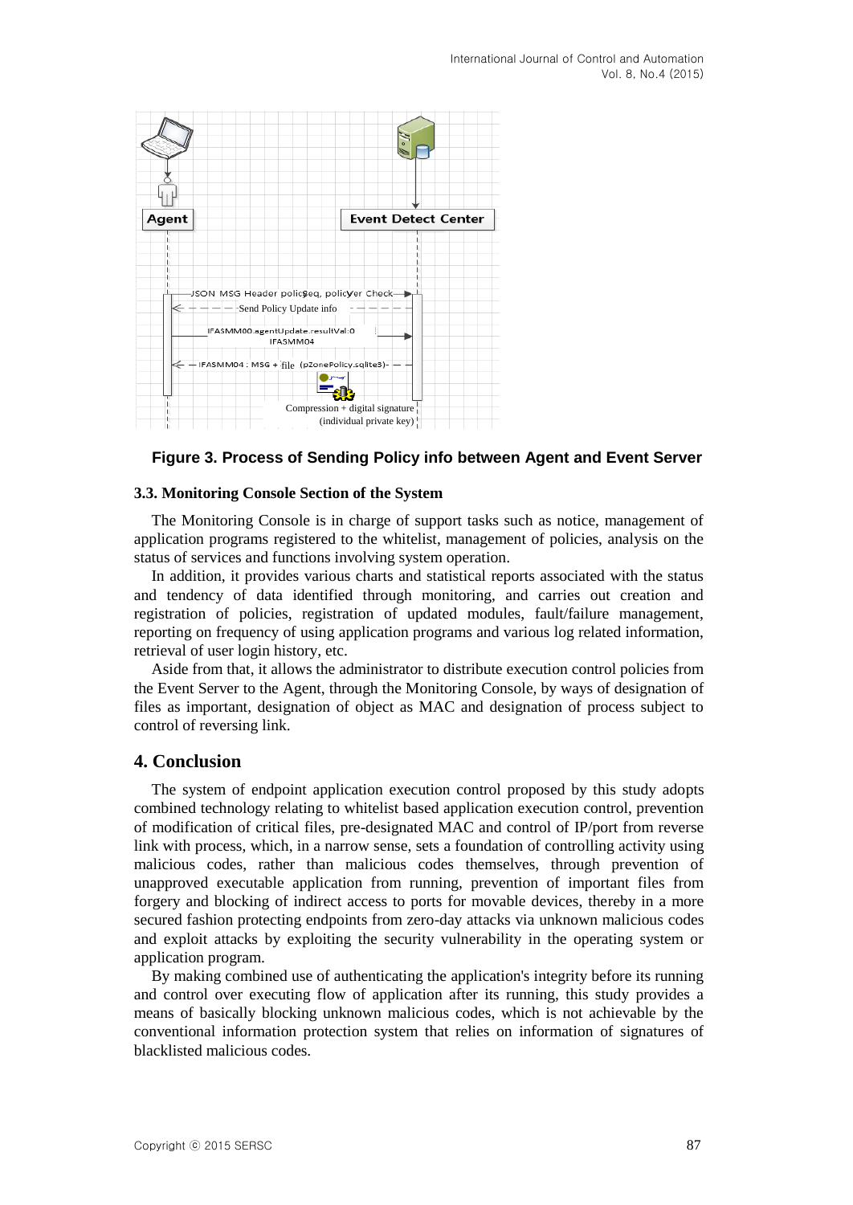Figure 3. Process of Sending Policy info between Agent and Event Server

### 3.3. Monitoring Console Section of the System

The Monitoring Console is in charge of support tasks such as notice, management of application programs registered to the whitelist, management of policies, analysis on the status of services and functions involving system operation.

In addition, it provides various charts and statistical reports associated with the status and tendency of data identified through monitoring, and carries out creation and registration of policies, registration of updated modules, fault/failure management, reporting on frequency of using application programs and various log related information, retrieval of user login history, etc.

Aside from that, it allows the administrator to distribute execution control policies from the Event Server to the Agent, through the Monitoring Console, by ways of designation of files as important, designation of object as MAC and designation of process subject to control of reversing link.

## 4. Conclusion

The system of endpoint application execution control proposed by this study adopts combined technology relating to whitelist based application execution control, prevention of modification of critical files, pre-designated MAC and control of IP/port from reverse link with process, which, in a narrow sense, sets a foundation of controlling activity using malicious codes, rather than malicious codes themselves, through prevention of unapproved executable application from running, prevention of important files from forgery and blocking of indirect access to ports for movable devices, thereby in a more secured fashion protecting endpoints from zero-day attacks via unknown malicious codes and exploit attacks by exploiting the security vulnerability in the operating system or application program.

By making combined use of authenticating the application's integrity before its running and control over executing flow of application after its running, this study provides a means of basically blocking unknown malicious codes, which is not achievable by the conventional information protection system that relies on information of signatures of blacklisted malicious codes.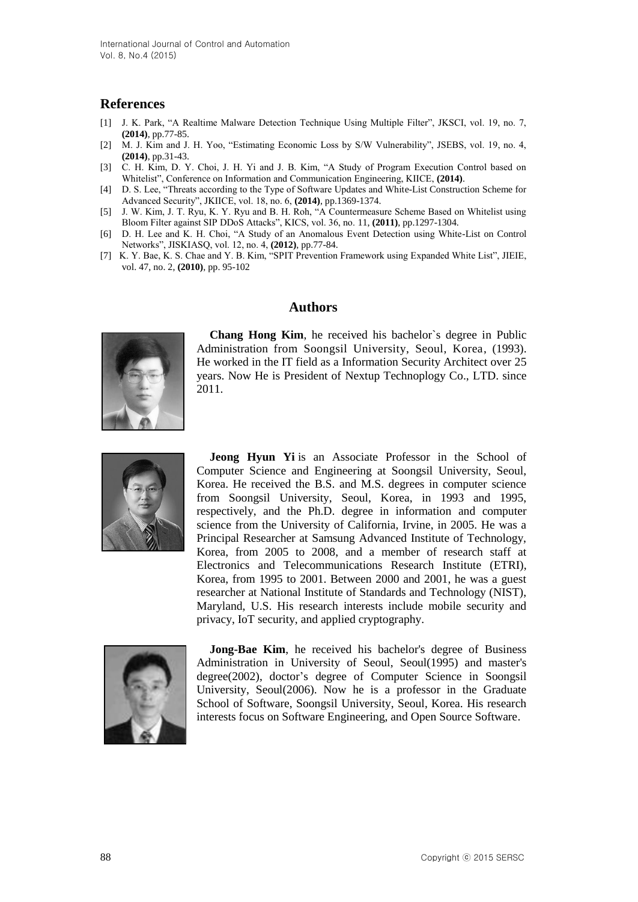## References

[1] J. K. Park, "A Realtime Malware Detection Technique Using Multiple Filter", JKSCI, vol. 19, no. 7, **(2014)**, pp.77-85.

[2] M. J. Kim and J. H. Yoo, "Estimating Economic Loss by S/W Vulnerability", JSEBS, vol. 19, no. 4, **(2014)**, pp.31-43.

[3] C. H. Kim, D. Y. Choi, J. H. Yi and J. B. Kim, "A Study of Program Execution Control based on Whitelist", Conference on Information and Communication Engineering, KIICE, **(2014)**.

[4] D. S. Lee, "Threats according to the Type of Software Updates and White-List Construction Scheme for Advanced Security", JKIICE, vol. 18, no. 6, **(2014)**, pp.1369-1374.

[5] J. W. Kim, J. T. Ryu, K. Y. Ryu and B. H. Roh, "A Countermeasure Scheme Based on Whitelist using Bloom Filter against SIP DDoS Attacks", KICS, vol. 36, no. 11, **(2011)**, pp.1297-1304.

[6] D. H. Lee and K. H. Choi, "A Study of an Anomalous Event Detection using White-List on Control Networks", JISKIASQ, vol. 12, no. 4, **(2012)**, pp.77-84.

[7] K. Y. Bae, K. S. Chae and Y. B. Kim, "SPIT Prevention Framework using Expanded White List", JIEIE, vol. 47, no. 2, **(2010)**, pp. 95-102

## Authors

**Chang Hong Kim**, he received his bachelor`s degree in Public Administration from Soongsil University, Seoul, Korea, (1993). He worked in the IT field as a Information Security Architect over 25 years. Now He is President of Nextup Technoplogy Co., LTD. since 2011.

**Jeong Hyun Yi** is an Associate Professor in the School of Computer Science and Engineering at Soongsil University, Seoul, Korea. He received the B.S. and M.S. degrees in computer science from Soongsil University, Seoul, Korea, in 1993 and 1995, respectively, and the Ph.D. degree in information and computer science from the University of California, Irvine, in 2005. He was a Principal Researcher at Samsung Advanced Institute of Technology, Korea, from 2005 to 2008, and a member of research staff at Electronics and Telecommunications Research Institute (ETRI), Korea, from 1995 to 2001. Between 2000 and 2001, he was a guest researcher at National Institute of Standards and Technology (NIST), Maryland, U.S. His research interests include mobile security and privacy, IoT security, and applied cryptography.

**Jong-Bae Kim**, he received his bachelor's degree of Business Administration in University of Seoul, Seoul(1995) and master's degree(2002), doctor's degree of Computer Science in Soongsil University, Seoul(2006). Now he is a professor in the Graduate School of Software, Soongsil University, Seoul, Korea. His research interests focus on Software Engineering, and Open Source Software.